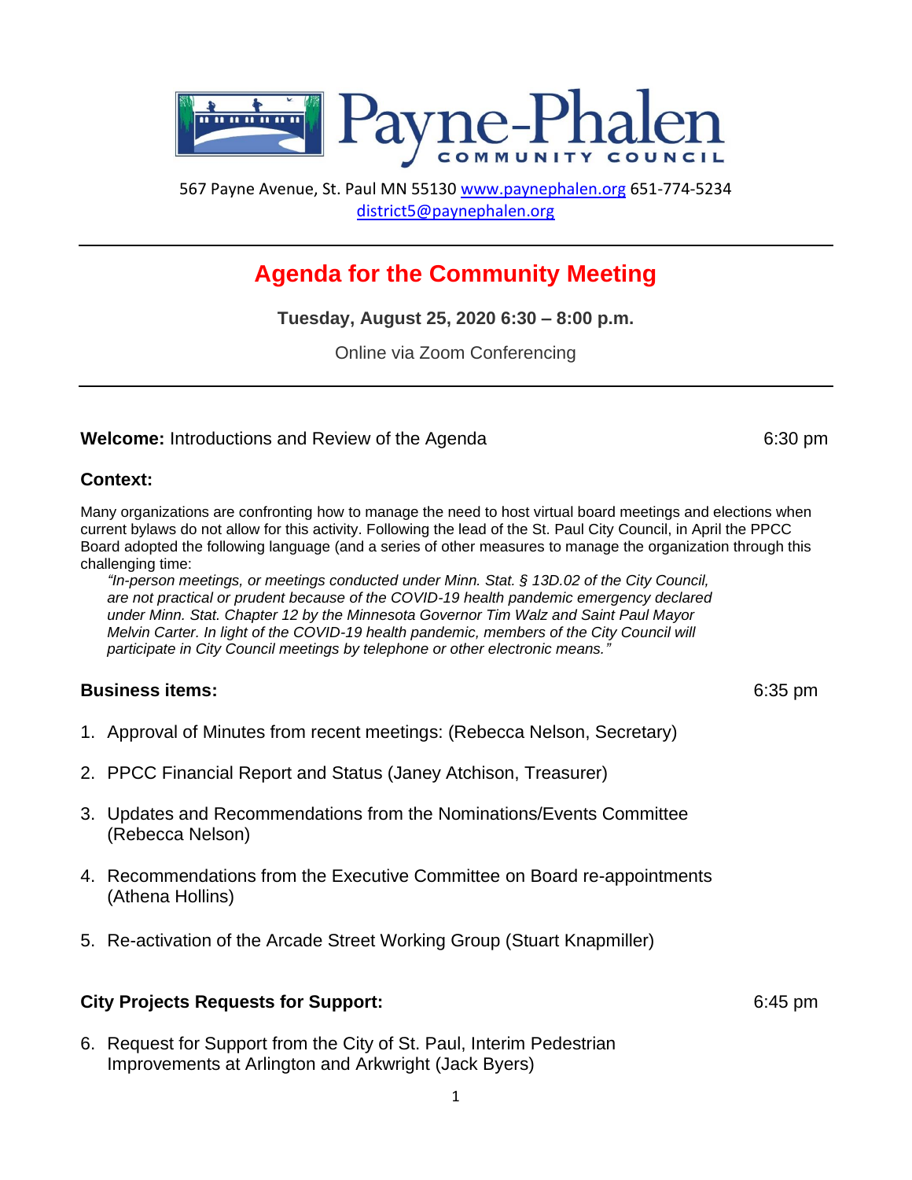# Payne-Phalen COMMUNITY COUNCIL

567 Payne Avenue, St. Paul MN 55130 www.paynephalen.org 651-774-5234
district5@paynephalen.org

---

## Agenda for the Community Meeting

**Tuesday, August 25, 2020 6:30 – 8:00 p.m.**

Online via Zoom Conferencing

---

**Welcome:** Introductions and Review of the Agenda — 6:30 pm

**Context:**

Many organizations are confronting how to manage the need to host virtual board meetings and elections when current bylaws do not allow for this activity. Following the lead of the St. Paul City Council, in April the PPCC Board adopted the following language (and a series of other measures to manage the organization through this challenging time:

> *"In-person meetings, or meetings conducted under Minn. Stat. § 13D.02 of the City Council, are not practical or prudent because of the COVID-19 health pandemic emergency declared under Minn. Stat. Chapter 12 by the Minnesota Governor Tim Walz and Saint Paul Mayor Melvin Carter. In light of the COVID-19 health pandemic, members of the City Council will participate in City Council meetings by telephone or other electronic means."*

**Business items:** — 6:35 pm

1. Approval of Minutes from recent meetings: (Rebecca Nelson, Secretary)
2. PPCC Financial Report and Status (Janey Atchison, Treasurer)
3. Updates and Recommendations from the Nominations/Events Committee (Rebecca Nelson)
4. Recommendations from the Executive Committee on Board re-appointments (Athena Hollins)
5. Re-activation of the Arcade Street Working Group (Stuart Knapmiller)

**City Projects Requests for Support:** — 6:45 pm

6. Request for Support from the City of St. Paul, Interim Pedestrian Improvements at Arlington and Arkwright (Jack Byers)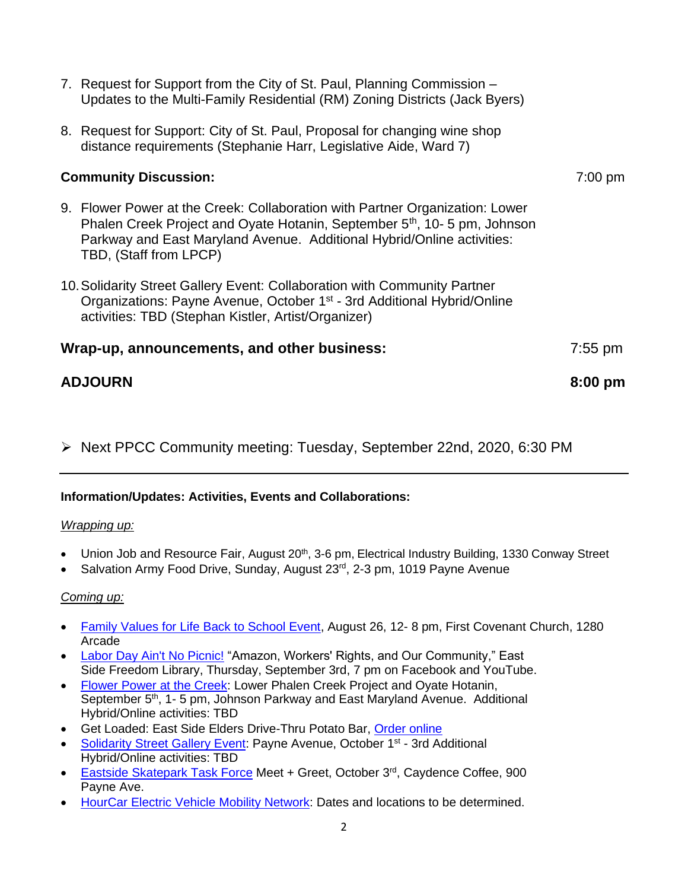7. Request for Support from the City of St. Paul, Planning Commission – Updates to the Multi-Family Residential (RM) Zoning Districts (Jack Byers)

8. Request for Support: City of St. Paul, Proposal for changing wine shop distance requirements (Stephanie Harr, Legislative Aide, Ward 7)

**Community Discussion:** 7:00 pm

9. Flower Power at the Creek: Collaboration with Partner Organization: Lower Phalen Creek Project and Oyate Hotanin, September 5th, 10- 5 pm, Johnson Parkway and East Maryland Avenue. Additional Hybrid/Online activities: TBD, (Staff from LPCP)

10. Solidarity Street Gallery Event: Collaboration with Community Partner Organizations: Payne Avenue, October 1st - 3rd Additional Hybrid/Online activities: TBD (Stephan Kistler, Artist/Organizer)

**Wrap-up, announcements, and other business:** 7:55 pm

**ADJOURN** **8:00 pm**

- Next PPCC Community meeting: Tuesday, September 22nd, 2020, 6:30 PM

---

**Information/Updates: Activities, Events and Collaborations:**

*Wrapping up:*

- Union Job and Resource Fair, August 20th, 3-6 pm, Electrical Industry Building, 1330 Conway Street
- Salvation Army Food Drive, Sunday, August 23rd, 2-3 pm, 1019 Payne Avenue

*Coming up:*

- Family Values for Life Back to School Event, August 26, 12- 8 pm, First Covenant Church, 1280 Arcade
- Labor Day Ain't No Picnic! "Amazon, Workers' Rights, and Our Community," East Side Freedom Library, Thursday, September 3rd, 7 pm on Facebook and YouTube.
- Flower Power at the Creek: Lower Phalen Creek Project and Oyate Hotanin, September 5th, 1- 5 pm, Johnson Parkway and East Maryland Avenue. Additional Hybrid/Online activities: TBD
- Get Loaded: East Side Elders Drive-Thru Potato Bar, Order online
- Solidarity Street Gallery Event: Payne Avenue, October 1st - 3rd Additional Hybrid/Online activities: TBD
- Eastside Skatepark Task Force Meet + Greet, October 3rd, Caydence Coffee, 900 Payne Ave.
- HourCar Electric Vehicle Mobility Network: Dates and locations to be determined.